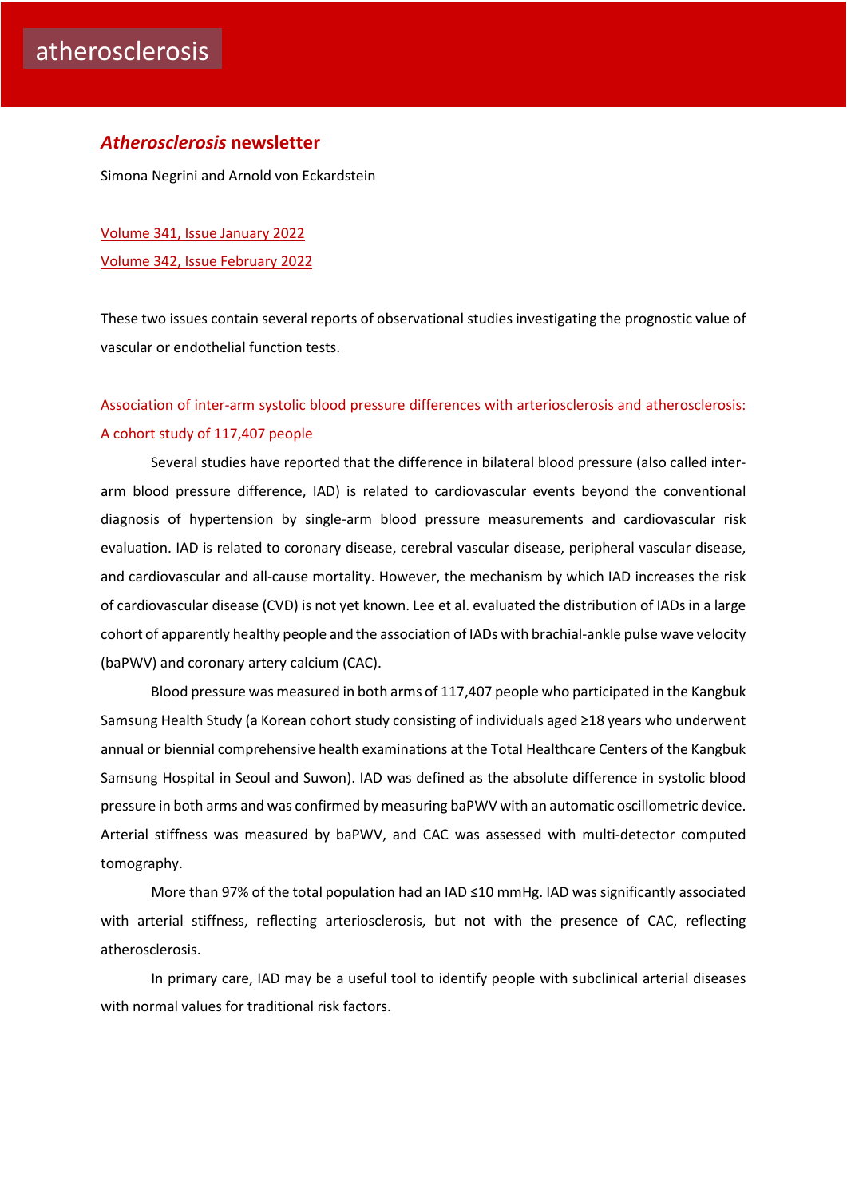atherosclerosis

# *Atherosclerosis* newsletter

Simona Negrini and Arnold von Eckardstein

Volume 341, Issue January 2022

Volume 342, Issue February 2022

These two issues contain several reports of observational studies investigating the prognostic value of vascular or endothelial function tests.

## Association of inter-arm systolic blood pressure differences with arteriosclerosis and atherosclerosis: A cohort study of 117,407 people

Several studies have reported that the difference in bilateral blood pressure (also called inter-arm blood pressure difference, IAD) is related to cardiovascular events beyond the conventional diagnosis of hypertension by single-arm blood pressure measurements and cardiovascular risk evaluation. IAD is related to coronary disease, cerebral vascular disease, peripheral vascular disease, and cardiovascular and all-cause mortality. However, the mechanism by which IAD increases the risk of cardiovascular disease (CVD) is not yet known. Lee et al. evaluated the distribution of IADs in a large cohort of apparently healthy people and the association of IADs with brachial-ankle pulse wave velocity (baPWV) and coronary artery calcium (CAC).

Blood pressure was measured in both arms of 117,407 people who participated in the Kangbuk Samsung Health Study (a Korean cohort study consisting of individuals aged ≥18 years who underwent annual or biennial comprehensive health examinations at the Total Healthcare Centers of the Kangbuk Samsung Hospital in Seoul and Suwon). IAD was defined as the absolute difference in systolic blood pressure in both arms and was confirmed by measuring baPWV with an automatic oscillometric device. Arterial stiffness was measured by baPWV, and CAC was assessed with multi-detector computed tomography.

More than 97% of the total population had an IAD ≤10 mmHg. IAD was significantly associated with arterial stiffness, reflecting arteriosclerosis, but not with the presence of CAC, reflecting atherosclerosis.

In primary care, IAD may be a useful tool to identify people with subclinical arterial diseases with normal values for traditional risk factors.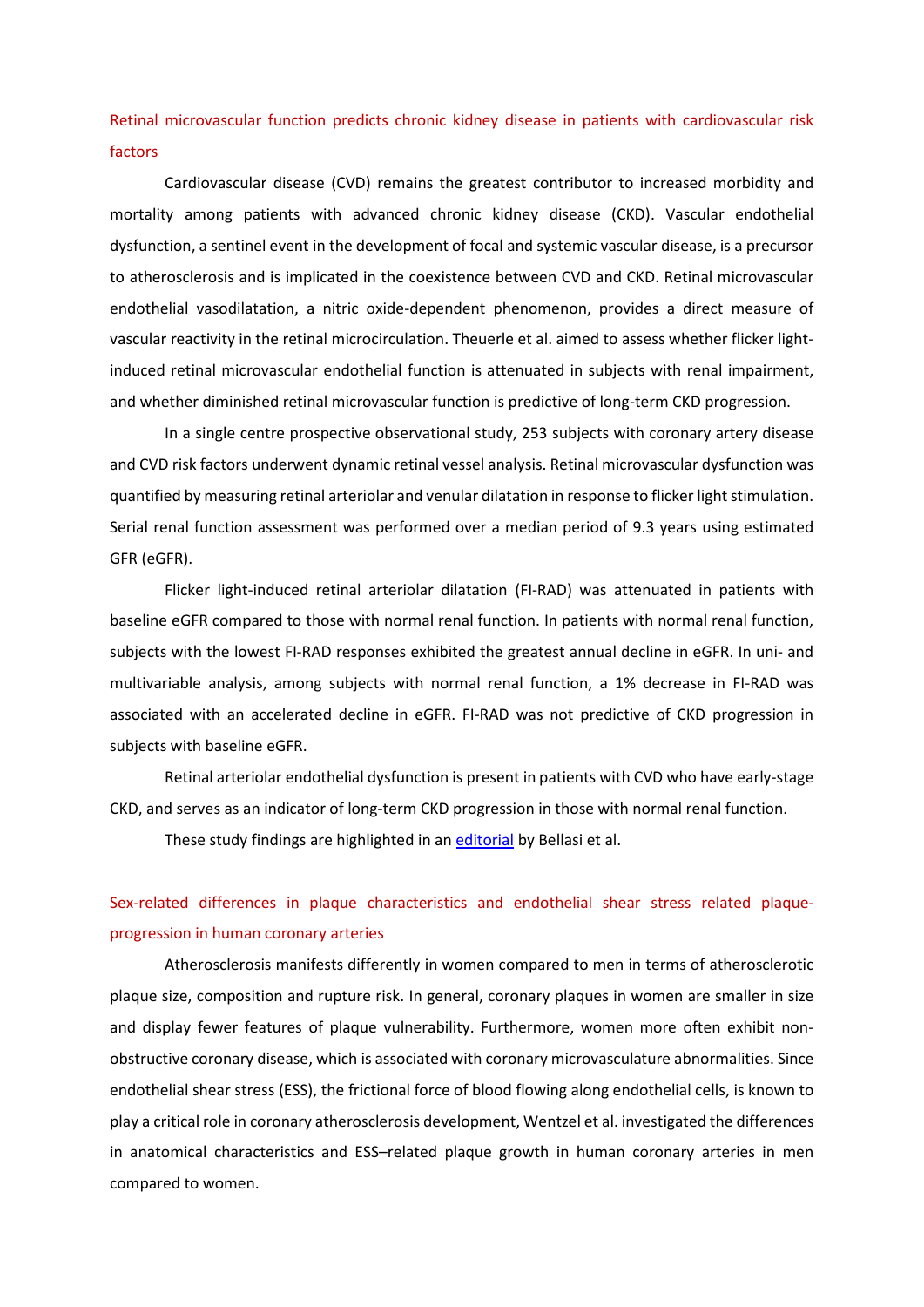## Retinal microvascular function predicts chronic kidney disease in patients with cardiovascular risk factors

Cardiovascular disease (CVD) remains the greatest contributor to increased morbidity and mortality among patients with advanced chronic kidney disease (CKD). Vascular endothelial dysfunction, a sentinel event in the development of focal and systemic vascular disease, is a precursor to atherosclerosis and is implicated in the coexistence between CVD and CKD. Retinal microvascular endothelial vasodilatation, a nitric oxide-dependent phenomenon, provides a direct measure of vascular reactivity in the retinal microcirculation. Theuerle et al. aimed to assess whether flicker light-induced retinal microvascular endothelial function is attenuated in subjects with renal impairment, and whether diminished retinal microvascular function is predictive of long-term CKD progression.

In a single centre prospective observational study, 253 subjects with coronary artery disease and CVD risk factors underwent dynamic retinal vessel analysis. Retinal microvascular dysfunction was quantified by measuring retinal arteriolar and venular dilatation in response to flicker light stimulation. Serial renal function assessment was performed over a median period of 9.3 years using estimated GFR (eGFR).

Flicker light-induced retinal arteriolar dilatation (FI-RAD) was attenuated in patients with baseline eGFR compared to those with normal renal function. In patients with normal renal function, subjects with the lowest FI-RAD responses exhibited the greatest annual decline in eGFR. In uni- and multivariable analysis, among subjects with normal renal function, a 1% decrease in FI-RAD was associated with an accelerated decline in eGFR. FI-RAD was not predictive of CKD progression in subjects with baseline eGFR.

Retinal arteriolar endothelial dysfunction is present in patients with CVD who have early-stage CKD, and serves as an indicator of long-term CKD progression in those with normal renal function.

These study findings are highlighted in an editorial by Bellasi et al.

## Sex-related differences in plaque characteristics and endothelial shear stress related plaque-progression in human coronary arteries

Atherosclerosis manifests differently in women compared to men in terms of atherosclerotic plaque size, composition and rupture risk. In general, coronary plaques in women are smaller in size and display fewer features of plaque vulnerability. Furthermore, women more often exhibit non-obstructive coronary disease, which is associated with coronary microvasculature abnormalities. Since endothelial shear stress (ESS), the frictional force of blood flowing along endothelial cells, is known to play a critical role in coronary atherosclerosis development, Wentzel et al. investigated the differences in anatomical characteristics and ESS–related plaque growth in human coronary arteries in men compared to women.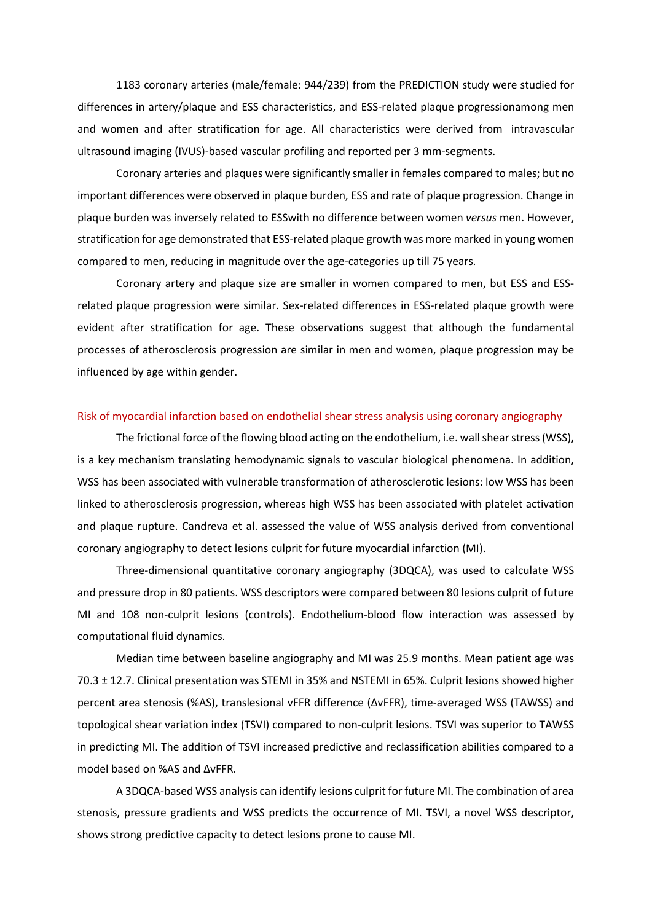1183 coronary arteries (male/female: 944/239) from the PREDICTION study were studied for differences in artery/plaque and ESS characteristics, and ESS-related plaque progressionamong men and women and after stratification for age. All characteristics were derived from intravascular ultrasound imaging (IVUS)-based vascular profiling and reported per 3 mm-segments.

Coronary arteries and plaques were significantly smaller in females compared to males; but no important differences were observed in plaque burden, ESS and rate of plaque progression. Change in plaque burden was inversely related to ESSwith no difference between women *versus* men. However, stratification for age demonstrated that ESS-related plaque growth was more marked in young women compared to men, reducing in magnitude over the age-categories up till 75 years.

Coronary artery and plaque size are smaller in women compared to men, but ESS and ESS-related plaque progression were similar. Sex-related differences in ESS-related plaque growth were evident after stratification for age. These observations suggest that although the fundamental processes of atherosclerosis progression are similar in men and women, plaque progression may be influenced by age within gender.

## Risk of myocardial infarction based on endothelial shear stress analysis using coronary angiography

The frictional force of the flowing blood acting on the endothelium, i.e. wall shear stress (WSS), is a key mechanism translating hemodynamic signals to vascular biological phenomena. In addition, WSS has been associated with vulnerable transformation of atherosclerotic lesions: low WSS has been linked to atherosclerosis progression, whereas high WSS has been associated with platelet activation and plaque rupture. Candreva et al. assessed the value of WSS analysis derived from conventional coronary angiography to detect lesions culprit for future myocardial infarction (MI).

Three-dimensional quantitative coronary angiography (3DQCA), was used to calculate WSS and pressure drop in 80 patients. WSS descriptors were compared between 80 lesions culprit of future MI and 108 non-culprit lesions (controls). Endothelium-blood flow interaction was assessed by computational fluid dynamics.

Median time between baseline angiography and MI was 25.9 months. Mean patient age was 70.3 ± 12.7. Clinical presentation was STEMI in 35% and NSTEMI in 65%. Culprit lesions showed higher percent area stenosis (%AS), translesional vFFR difference (ΔvFFR), time-averaged WSS (TAWSS) and topological shear variation index (TSVI) compared to non-culprit lesions. TSVI was superior to TAWSS in predicting MI. The addition of TSVI increased predictive and reclassification abilities compared to a model based on %AS and ΔvFFR.

A 3DQCA-based WSS analysis can identify lesions culprit for future MI. The combination of area stenosis, pressure gradients and WSS predicts the occurrence of MI. TSVI, a novel WSS descriptor, shows strong predictive capacity to detect lesions prone to cause MI.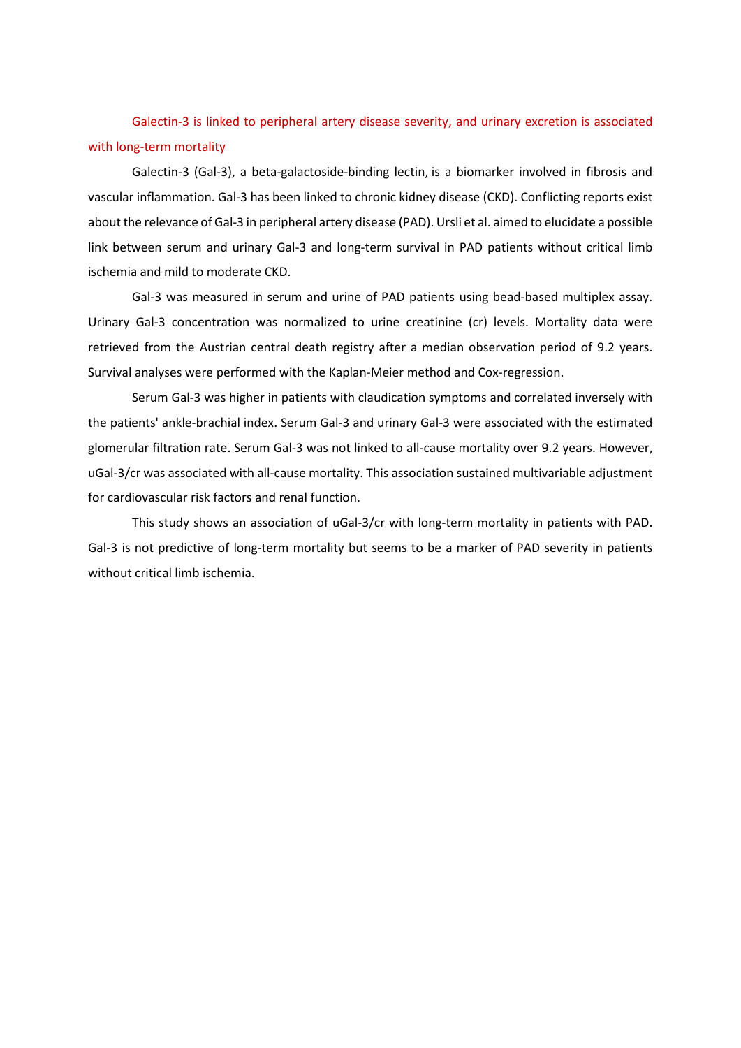## Galectin-3 is linked to peripheral artery disease severity, and urinary excretion is associated with long-term mortality

Galectin-3 (Gal-3), a beta-galactoside-binding lectin, is a biomarker involved in fibrosis and vascular inflammation. Gal-3 has been linked to chronic kidney disease (CKD). Conflicting reports exist about the relevance of Gal-3 in peripheral artery disease (PAD). Ursli et al. aimed to elucidate a possible link between serum and urinary Gal-3 and long-term survival in PAD patients without critical limb ischemia and mild to moderate CKD.

Gal-3 was measured in serum and urine of PAD patients using bead-based multiplex assay. Urinary Gal-3 concentration was normalized to urine creatinine (cr) levels. Mortality data were retrieved from the Austrian central death registry after a median observation period of 9.2 years. Survival analyses were performed with the Kaplan-Meier method and Cox-regression.

Serum Gal-3 was higher in patients with claudication symptoms and correlated inversely with the patients' ankle-brachial index. Serum Gal-3 and urinary Gal-3 were associated with the estimated glomerular filtration rate. Serum Gal-3 was not linked to all-cause mortality over 9.2 years. However, uGal-3/cr was associated with all-cause mortality. This association sustained multivariable adjustment for cardiovascular risk factors and renal function.

This study shows an association of uGal-3/cr with long-term mortality in patients with PAD. Gal-3 is not predictive of long-term mortality but seems to be a marker of PAD severity in patients without critical limb ischemia.